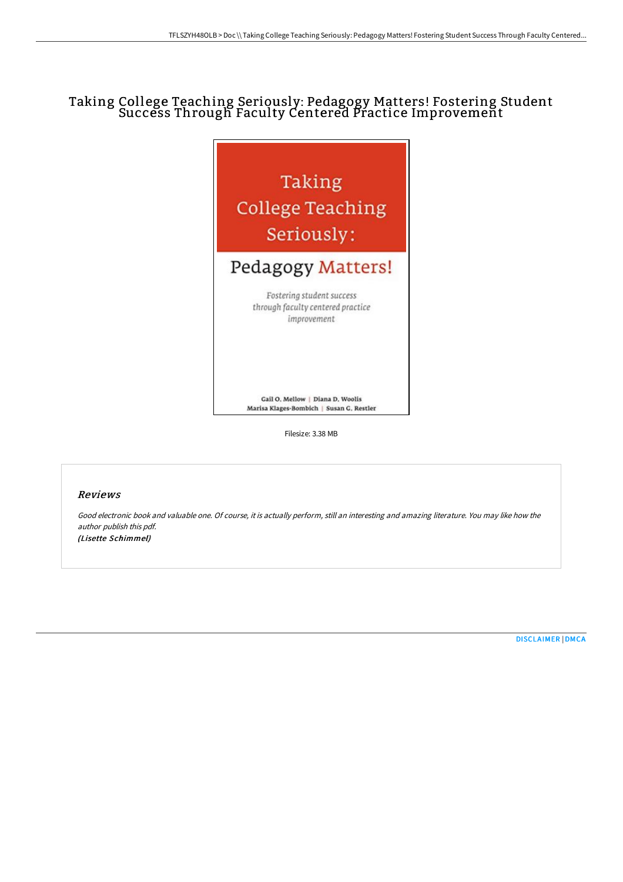# Taking College Teaching Seriously: Pedagogy Matters! Fostering Student Success Through Faculty Centered Practice Improvement

Taking College Teaching Seriously:

Pedagogy Matters!

*Fostering student success through faculty centered practice improvement*

Gail O. Mellow | Diana D. Woolis
Marisa Klages-Bombich | Susan G. Restler

Filesize: 3.38 MB

## *Reviews*

*Good electronic book and valuable one. Of course, it is actually perform, still an interesting and amazing literature. You may like how the author publish this pdf.*
***(Lisette Schimmel)***

DISCLAIMER | DMCA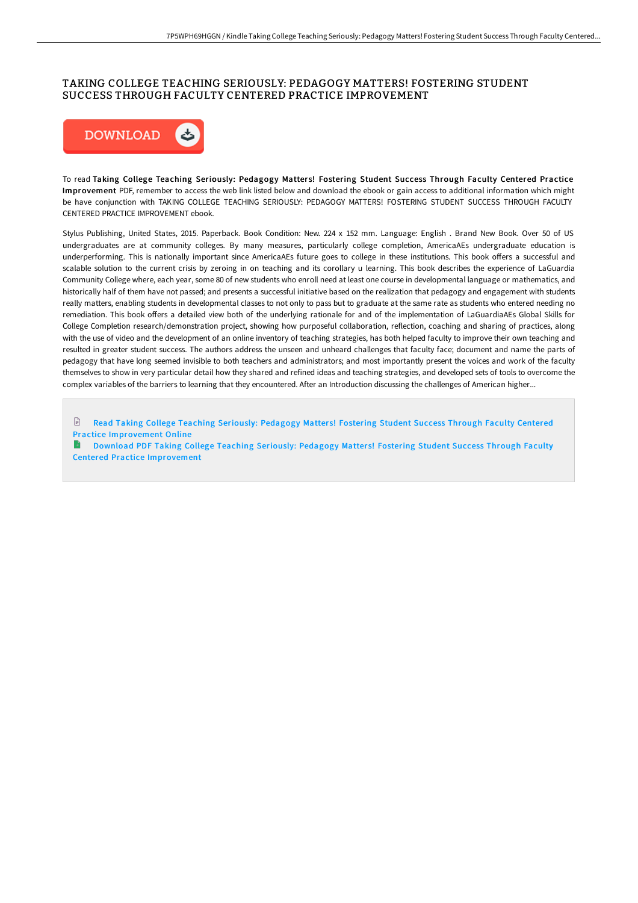# TAKING COLLEGE TEACHING SERIOUSLY: PEDAGOGY MATTERS! FOSTERING STUDENT SUCCESS THROUGH FACULTY CENTERED PRACTICE IMPROVEMENT

DOWNLOAD

To read **Taking College Teaching Seriously: Pedagogy Matters! Fostering Student Success Through Faculty Centered Practice Improvement** PDF, remember to access the web link listed below and download the ebook or gain access to additional information which might be have conjunction with TAKING COLLEGE TEACHING SERIOUSLY: PEDAGOGY MATTERS! FOSTERING STUDENT SUCCESS THROUGH FACULTY CENTERED PRACTICE IMPROVEMENT ebook.

Stylus Publishing, United States, 2015. Paperback. Book Condition: New. 224 x 152 mm. Language: English . Brand New Book. Over 50 of US undergraduates are at community colleges. By many measures, particularly college completion, AmericaAEs undergraduate education is underperforming. This is nationally important since AmericaAEs future goes to college in these institutions. This book offers a successful and scalable solution to the current crisis by zeroing in on teaching and its corollary u learning. This book describes the experience of LaGuardia Community College where, each year, some 80 of new students who enroll need at least one course in developmental language or mathematics, and historically half of them have not passed; and presents a successful initiative based on the realization that pedagogy and engagement with students really matters, enabling students in developmental classes to not only to pass but to graduate at the same rate as students who entered needing no remediation. This book offers a detailed view both of the underlying rationale for and of the implementation of LaGuardiaAEs Global Skills for College Completion research/demonstration project, showing how purposeful collaboration, reflection, coaching and sharing of practices, along with the use of video and the development of an online inventory of teaching strategies, has both helped faculty to improve their own teaching and resulted in greater student success. The authors address the unseen and unheard challenges that faculty face; document and name the parts of pedagogy that have long seemed invisible to both teachers and administrators; and most importantly present the voices and work of the faculty themselves to show in very particular detail how they shared and refined ideas and teaching strategies, and developed sets of tools to overcome the complex variables of the barriers to learning that they encountered. After an Introduction discussing the challenges of American higher...

Read Taking College Teaching Seriously: Pedagogy Matters! Fostering Student Success Through Faculty Centered Practice Improvement Online

Download PDF Taking College Teaching Seriously: Pedagogy Matters! Fostering Student Success Through Faculty Centered Practice Improvement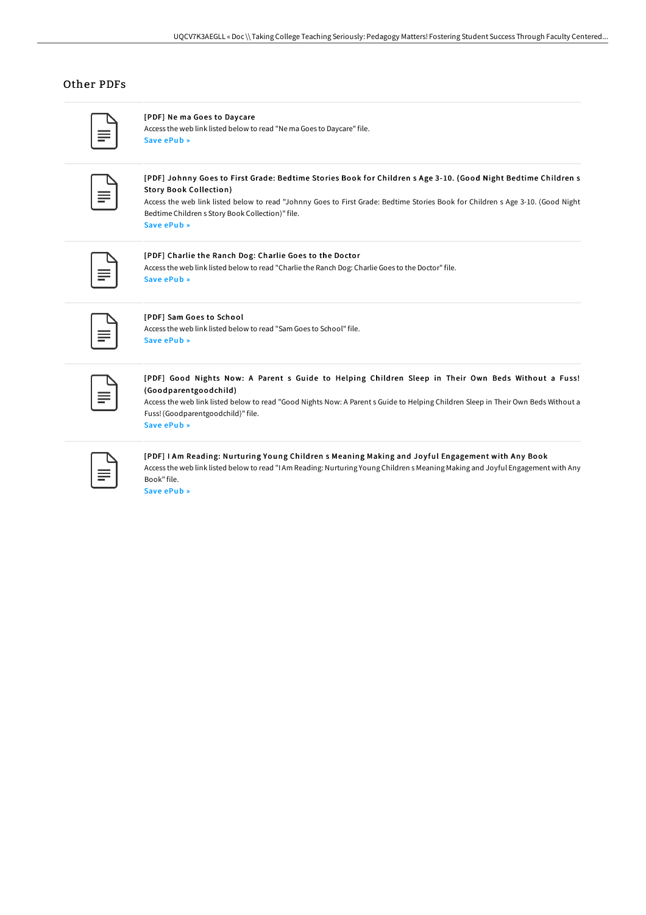## Other PDFs

**[PDF] Ne ma Goes to Daycare**

Access the web link listed below to read "Ne ma Goes to Daycare" file.

Save ePub »

**[PDF] Johnny Goes to First Grade: Bedtime Stories Book for Children s Age 3-10. (Good Night Bedtime Children s Story Book Collection)**

Access the web link listed below to read "Johnny Goes to First Grade: Bedtime Stories Book for Children s Age 3-10. (Good Night Bedtime Children s Story Book Collection)" file.

Save ePub »

**[PDF] Charlie the Ranch Dog: Charlie Goes to the Doctor**

Access the web link listed below to read "Charlie the Ranch Dog: Charlie Goes to the Doctor" file.

Save ePub »

**[PDF] Sam Goes to School**

Access the web link listed below to read "Sam Goes to School" file.

Save ePub »

**[PDF] Good Nights Now: A Parent s Guide to Helping Children Sleep in Their Own Beds Without a Fuss! (Goodparentgoodchild)**

Access the web link listed below to read "Good Nights Now: A Parent s Guide to Helping Children Sleep in Their Own Beds Without a Fuss! (Goodparentgoodchild)" file.

Save ePub »

**[PDF] I Am Reading: Nurturing Young Children s Meaning Making and Joyful Engagement with Any Book**

Access the web link listed below to read "I Am Reading: Nurturing Young Children s Meaning Making and Joyful Engagement with Any Book" file.

Save ePub »